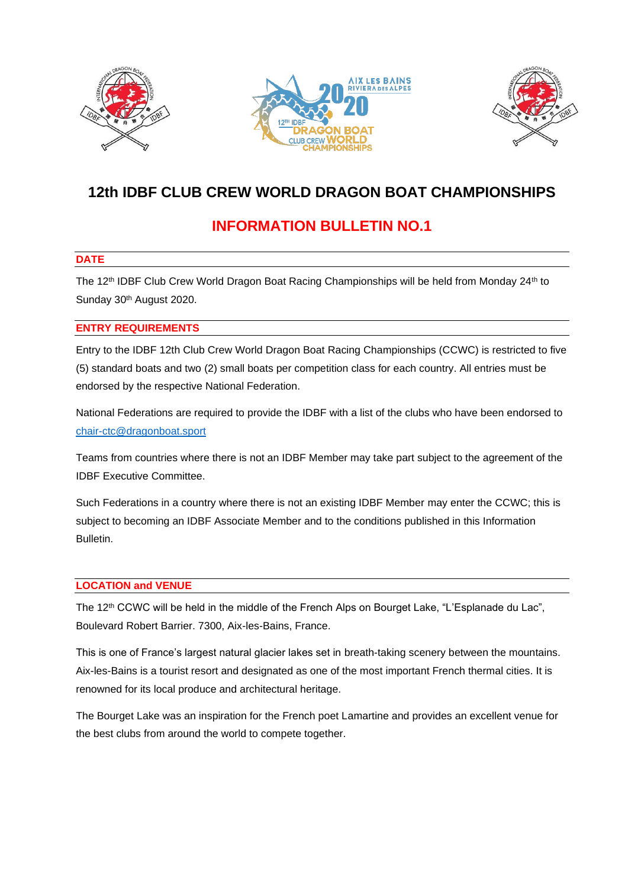# 12th IDBF CLUB CREW WORLD DRAGON BOAT CHAMPIONSHIPS

## INFORMATION BULLETIN NO.1

### DATE

The 12th IDBF Club Crew World Dragon Boat Racing Championships will be held from Monday 24th to Sunday 30th August 2020.

### ENTRY REQUIREMENTS

Entry to the IDBF 12th Club Crew World Dragon Boat Racing Championships (CCWC) is restricted to five (5) standard boats and two (2) small boats per competition class for each country. All entries must be endorsed by the respective National Federation.

National Federations are required to provide the IDBF with a list of the clubs who have been endorsed to chair-ctc@dragonboat.sport

Teams from countries where there is not an IDBF Member may take part subject to the agreement of the IDBF Executive Committee.

Such Federations in a country where there is not an existing IDBF Member may enter the CCWC; this is subject to becoming an IDBF Associate Member and to the conditions published in this Information Bulletin.

### LOCATION and VENUE

The 12th CCWC will be held in the middle of the French Alps on Bourget Lake, "L'Esplanade du Lac", Boulevard Robert Barrier. 7300, Aix-les-Bains, France.

This is one of France's largest natural glacier lakes set in breath-taking scenery between the mountains. Aix-les-Bains is a tourist resort and designated as one of the most important French thermal cities. It is renowned for its local produce and architectural heritage.

The Bourget Lake was an inspiration for the French poet Lamartine and provides an excellent venue for the best clubs from around the world to compete together.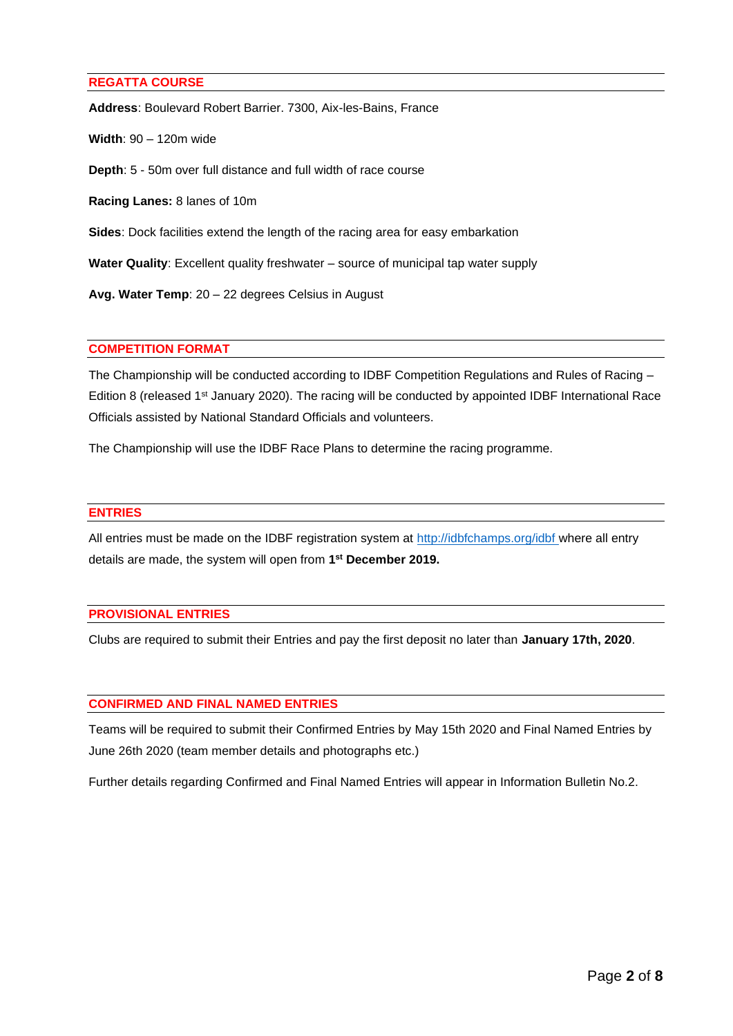## REGATTA COURSE

**Address**: Boulevard Robert Barrier. 7300, Aix-les-Bains, France

**Width**: 90 – 120m wide

**Depth**: 5 - 50m over full distance and full width of race course

**Racing Lanes:** 8 lanes of 10m

**Sides**: Dock facilities extend the length of the racing area for easy embarkation

**Water Quality**: Excellent quality freshwater – source of municipal tap water supply

**Avg. Water Temp**: 20 – 22 degrees Celsius in August

## COMPETITION FORMAT

The Championship will be conducted according to IDBF Competition Regulations and Rules of Racing – Edition 8 (released 1st January 2020). The racing will be conducted by appointed IDBF International Race Officials assisted by National Standard Officials and volunteers.

The Championship will use the IDBF Race Plans to determine the racing programme.

## ENTRIES

All entries must be made on the IDBF registration system at [http://idbfchamps.org/idbf](http://idbfchamps.org/idbf) where all entry details are made, the system will open from **1st December 2019.**

## PROVISIONAL ENTRIES

Clubs are required to submit their Entries and pay the first deposit no later than **January 17th, 2020**.

## CONFIRMED AND FINAL NAMED ENTRIES

Teams will be required to submit their Confirmed Entries by May 15th 2020 and Final Named Entries by June 26th 2020 (team member details and photographs etc.)

Further details regarding Confirmed and Final Named Entries will appear in Information Bulletin No.2.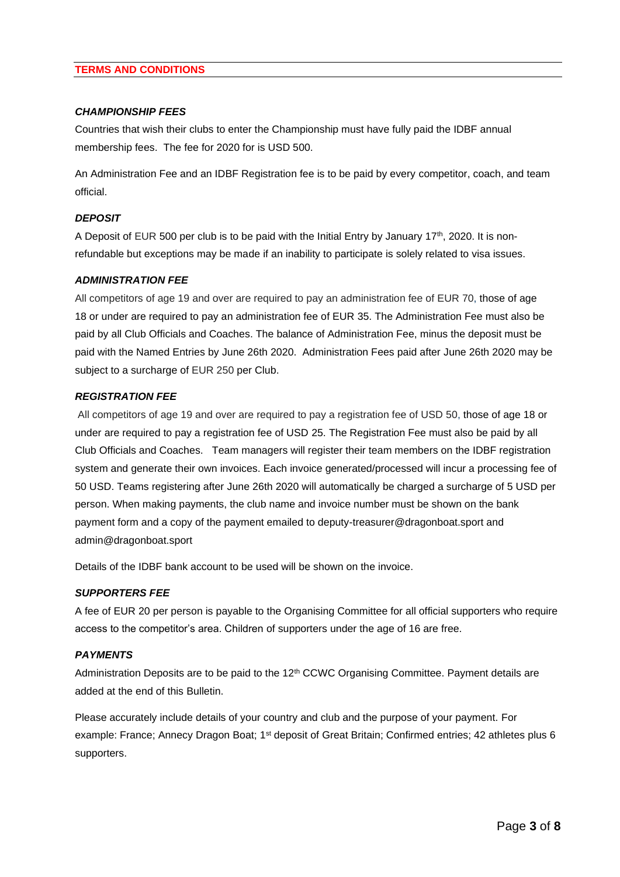## TERMS AND CONDITIONS

### *CHAMPIONSHIP FEES*

Countries that wish their clubs to enter the Championship must have fully paid the IDBF annual membership fees. The fee for 2020 for is USD 500.

An Administration Fee and an IDBF Registration fee is to be paid by every competitor, coach, and team official.

### *DEPOSIT*

A Deposit of EUR 500 per club is to be paid with the Initial Entry by January 17th, 2020. It is non-refundable but exceptions may be made if an inability to participate is solely related to visa issues.

### *ADMINISTRATION FEE*

All competitors of age 19 and over are required to pay an administration fee of EUR 70, those of age 18 or under are required to pay an administration fee of EUR 35. The Administration Fee must also be paid by all Club Officials and Coaches. The balance of Administration Fee, minus the deposit must be paid with the Named Entries by June 26th 2020. Administration Fees paid after June 26th 2020 may be subject to a surcharge of EUR 250 per Club.

### *REGISTRATION FEE*

All competitors of age 19 and over are required to pay a registration fee of USD 50, those of age 18 or under are required to pay a registration fee of USD 25. The Registration Fee must also be paid by all Club Officials and Coaches. Team managers will register their team members on the IDBF registration system and generate their own invoices. Each invoice generated/processed will incur a processing fee of 50 USD. Teams registering after June 26th 2020 will automatically be charged a surcharge of 5 USD per person. When making payments, the club name and invoice number must be shown on the bank payment form and a copy of the payment emailed to deputy-treasurer@dragonboat.sport and admin@dragonboat.sport

Details of the IDBF bank account to be used will be shown on the invoice.

### *SUPPORTERS FEE*

A fee of EUR 20 per person is payable to the Organising Committee for all official supporters who require access to the competitor's area. Children of supporters under the age of 16 are free.

### *PAYMENTS*

Administration Deposits are to be paid to the 12th CCWC Organising Committee. Payment details are added at the end of this Bulletin.

Please accurately include details of your country and club and the purpose of your payment. For example: France; Annecy Dragon Boat; 1st deposit of Great Britain; Confirmed entries; 42 athletes plus 6 supporters.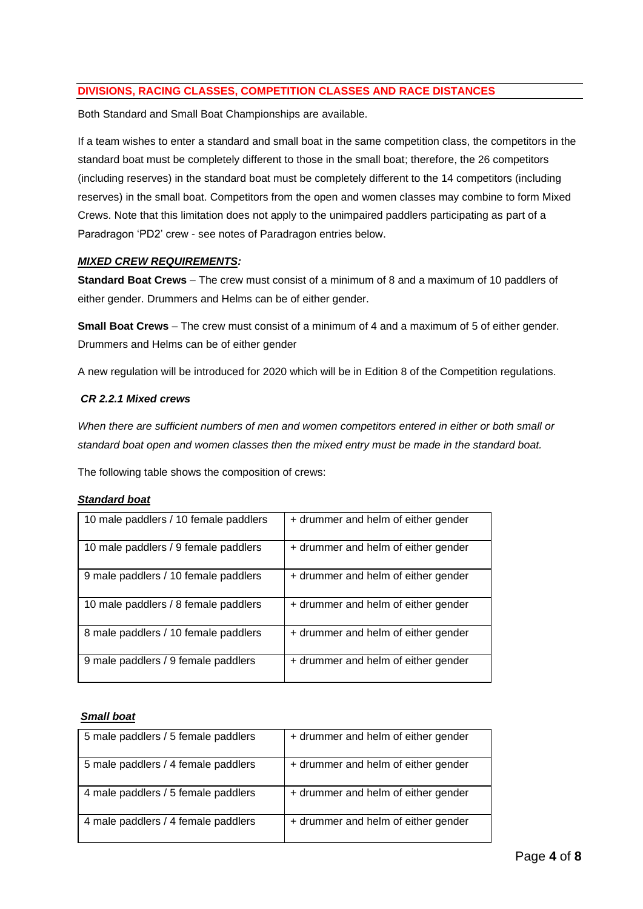## DIVISIONS, RACING CLASSES, COMPETITION CLASSES AND RACE DISTANCES

Both Standard and Small Boat Championships are available.

If a team wishes to enter a standard and small boat in the same competition class, the competitors in the standard boat must be completely different to those in the small boat; therefore, the 26 competitors (including reserves) in the standard boat must be completely different to the 14 competitors (including reserves) in the small boat. Competitors from the open and women classes may combine to form Mixed Crews. Note that this limitation does not apply to the unimpaired paddlers participating as part of a Paradragon 'PD2' crew - see notes of Paradragon entries below.

***MIXED CREW REQUIREMENTS:***

**Standard Boat Crews** – The crew must consist of a minimum of 8 and a maximum of 10 paddlers of either gender. Drummers and Helms can be of either gender.

**Small Boat Crews** – The crew must consist of a minimum of 4 and a maximum of 5 of either gender. Drummers and Helms can be of either gender

A new regulation will be introduced for 2020 which will be in Edition 8 of the Competition regulations.

***CR 2.2.1 Mixed crews***

*When there are sufficient numbers of men and women competitors entered in either or both small or standard boat open and women classes then the mixed entry must be made in the standard boat.*

The following table shows the composition of crews:

***Standard boat***

| | |
|---|---|
| 10 male paddlers / 10 female paddlers | + drummer and helm of either gender |
| 10 male paddlers / 9 female paddlers | + drummer and helm of either gender |
| 9 male paddlers / 10 female paddlers | + drummer and helm of either gender |
| 10 male paddlers / 8 female paddlers | + drummer and helm of either gender |
| 8 male paddlers / 10 female paddlers | + drummer and helm of either gender |
| 9 male paddlers / 9 female paddlers | + drummer and helm of either gender |

***Small boat***

| | |
|---|---|
| 5 male paddlers / 5 female paddlers | + drummer and helm of either gender |
| 5 male paddlers / 4 female paddlers | + drummer and helm of either gender |
| 4 male paddlers / 5 female paddlers | + drummer and helm of either gender |
| 4 male paddlers / 4 female paddlers | + drummer and helm of either gender |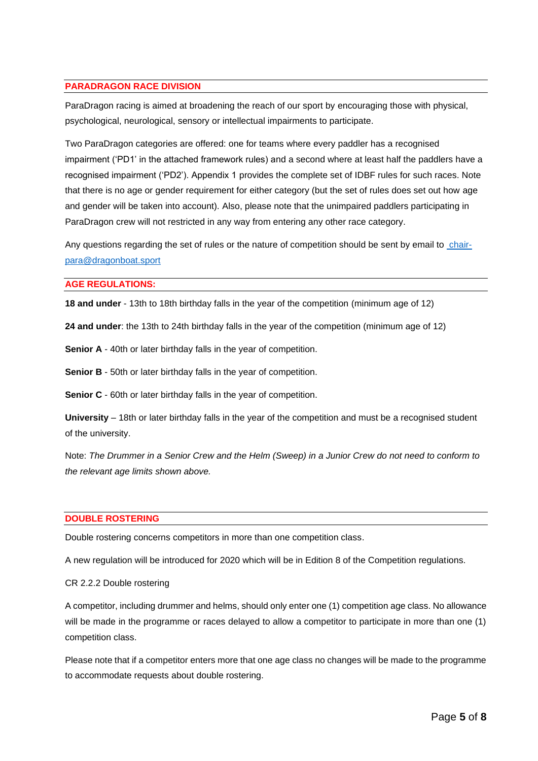## PARADRAGON RACE DIVISION

ParaDragon racing is aimed at broadening the reach of our sport by encouraging those with physical, psychological, neurological, sensory or intellectual impairments to participate.

Two ParaDragon categories are offered: one for teams where every paddler has a recognised impairment ('PD1' in the attached framework rules) and a second where at least half the paddlers have a recognised impairment ('PD2'). Appendix 1 provides the complete set of IDBF rules for such races. Note that there is no age or gender requirement for either category (but the set of rules does set out how age and gender will be taken into account). Also, please note that the unimpaired paddlers participating in ParaDragon crew will not restricted in any way from entering any other race category.

Any questions regarding the set of rules or the nature of competition should be sent by email to chair-para@dragonboat.sport

## AGE REGULATIONS:

**18 and under** - 13th to 18th birthday falls in the year of the competition (minimum age of 12)

**24 and under**: the 13th to 24th birthday falls in the year of the competition (minimum age of 12)

**Senior A** - 40th or later birthday falls in the year of competition.

**Senior B** - 50th or later birthday falls in the year of competition.

**Senior C** - 60th or later birthday falls in the year of competition.

**University** – 18th or later birthday falls in the year of the competition and must be a recognised student of the university.

Note: *The Drummer in a Senior Crew and the Helm (Sweep) in a Junior Crew do not need to conform to the relevant age limits shown above.*

## DOUBLE ROSTERING

Double rostering concerns competitors in more than one competition class.

A new regulation will be introduced for 2020 which will be in Edition 8 of the Competition regulations.

CR 2.2.2 Double rostering

A competitor, including drummer and helms, should only enter one (1) competition age class. No allowance will be made in the programme or races delayed to allow a competitor to participate in more than one (1) competition class.

Please note that if a competitor enters more that one age class no changes will be made to the programme to accommodate requests about double rostering.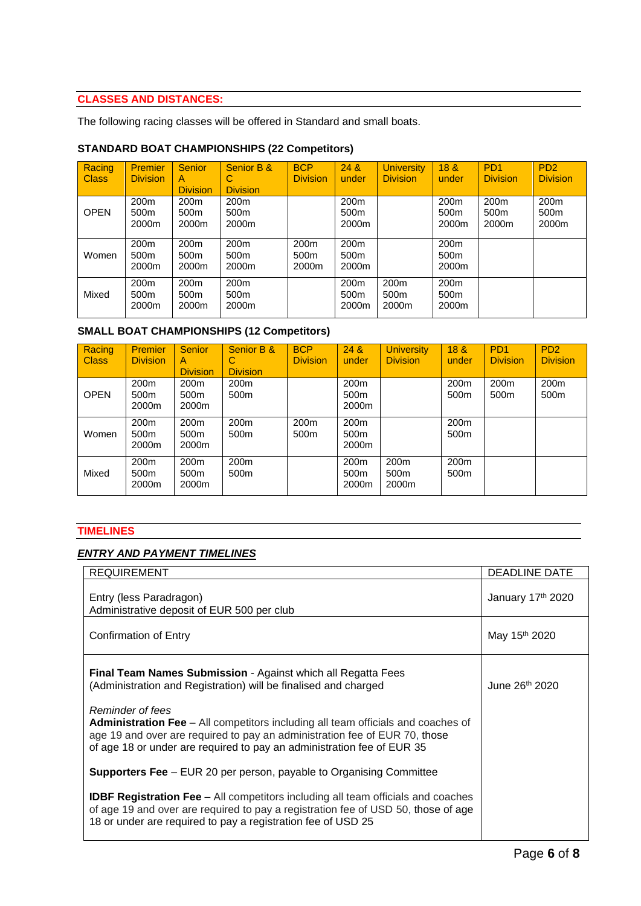## CLASSES AND DISTANCES:

The following racing classes will be offered in Standard and small boats.

### STANDARD BOAT CHAMPIONSHIPS (22 Competitors)

| Racing Class | Premier Division | Senior A Division | Senior B & C Division | BCP Division | 24 & under | University Division | 18 & under | PD1 Division | PD2 Division |
|---|---|---|---|---|---|---|---|---|---|
| OPEN | 200m 500m 2000m | 200m 500m 2000m | 200m 500m 2000m | | 200m 500m 2000m | | 200m 500m 2000m | 200m 500m 2000m | 200m 500m 2000m |
| Women | 200m 500m 2000m | 200m 500m 2000m | 200m 500m 2000m | 200m 500m 2000m | 200m 500m 2000m | | 200m 500m 2000m | | |
| Mixed | 200m 500m 2000m | 200m 500m 2000m | 200m 500m 2000m | | 200m 500m 2000m | 200m 500m 2000m | 200m 500m 2000m | | |

### SMALL BOAT CHAMPIONSHIPS (12 Competitors)

| Racing Class | Premier Division | Senior A Division | Senior B & C Division | BCP Division | 24 & under | University Division | 18 & under | PD1 Division | PD2 Division |
|---|---|---|---|---|---|---|---|---|---|
| OPEN | 200m 500m 2000m | 200m 500m 2000m | 200m 500m | | 200m 500m 2000m | | 200m 500m | 200m 500m | 200m 500m |
| Women | 200m 500m 2000m | 200m 500m 2000m | 200m 500m | 200m 500m | 200m 500m 2000m | | 200m 500m | | |
| Mixed | 200m 500m 2000m | 200m 500m 2000m | 200m 500m | | 200m 500m 2000m | 200m 500m 2000m | 200m 500m | | |

## TIMELINES

### *ENTRY AND PAYMENT TIMELINES*

| REQUIREMENT | DEADLINE DATE |
|---|---|
| Entry (less Paradragon)<br>Administrative deposit of EUR 500 per club | January 17th 2020 |
| Confirmation of Entry | May 15th 2020 |
| **Final Team Names Submission** - Against which all Regatta Fees (Administration and Registration) will be finalised and charged<br><br>*Reminder of fees*<br>**Administration Fee** – All competitors including all team officials and coaches of age 19 and over are required to pay an administration fee of EUR 70, those of age 18 or under are required to pay an administration fee of EUR 35<br><br>**Supporters Fee** – EUR 20 per person, payable to Organising Committee<br><br>**IDBF Registration Fee** – All competitors including all team officials and coaches of age 19 and over are required to pay a registration fee of USD 50, those of age 18 or under are required to pay a registration fee of USD 25 | June 26th 2020 |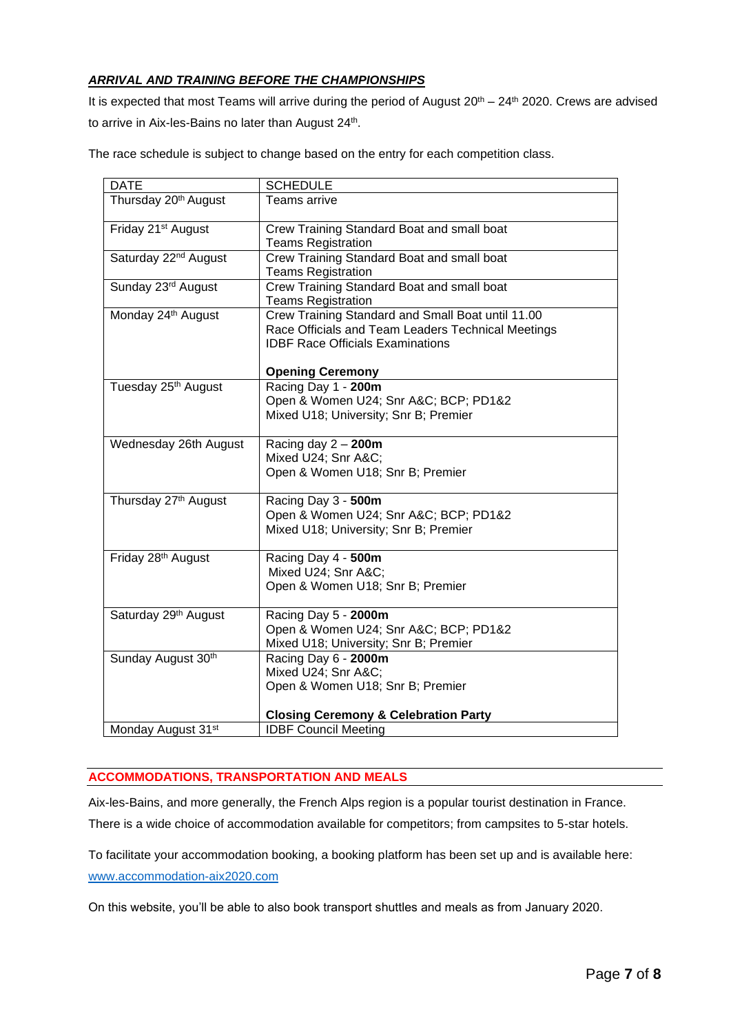***ARRIVAL AND TRAINING BEFORE THE CHAMPIONSHIPS***

It is expected that most Teams will arrive during the period of August 20th – 24th 2020. Crews are advised to arrive in Aix-les-Bains no later than August 24th.

The race schedule is subject to change based on the entry for each competition class.

| DATE | SCHEDULE |
|---|---|
| Thursday 20th August | Teams arrive |
| Friday 21st August | Crew Training Standard Boat and small boat<br>Teams Registration |
| Saturday 22nd August | Crew Training Standard Boat and small boat<br>Teams Registration |
| Sunday 23rd August | Crew Training Standard Boat and small boat<br>Teams Registration |
| Monday 24th August | Crew Training Standard and Small Boat until 11.00<br>Race Officials and Team Leaders Technical Meetings<br>IDBF Race Officials Examinations<br><br>**Opening Ceremony** |
| Tuesday 25th August | Racing Day 1 - **200m**<br>Open & Women U24; Snr A&C; BCP; PD1&2<br>Mixed U18; University; Snr B; Premier |
| Wednesday 26th August | Racing day 2 – **200m**<br>Mixed U24; Snr A&C;<br>Open & Women U18; Snr B; Premier |
| Thursday 27th August | Racing Day 3 - **500m**<br>Open & Women U24; Snr A&C; BCP; PD1&2<br>Mixed U18; University; Snr B; Premier |
| Friday 28th August | Racing Day 4 - **500m**<br>Mixed U24; Snr A&C;<br>Open & Women U18; Snr B; Premier |
| Saturday 29th August | Racing Day 5 - **2000m**<br>Open & Women U24; Snr A&C; BCP; PD1&2<br>Mixed U18; University; Snr B; Premier |
| Sunday August 30th | Racing Day 6 - **2000m**<br>Mixed U24; Snr A&C;<br>Open & Women U18; Snr B; Premier<br><br>**Closing Ceremony & Celebration Party** |
| Monday August 31st | IDBF Council Meeting |

## ACCOMMODATIONS, TRANSPORTATION AND MEALS

Aix-les-Bains, and more generally, the French Alps region is a popular tourist destination in France. There is a wide choice of accommodation available for competitors; from campsites to 5-star hotels.

To facilitate your accommodation booking, a booking platform has been set up and is available here: [www.accommodation-aix2020.com](www.accommodation-aix2020.com)

On this website, you'll be able to also book transport shuttles and meals as from January 2020.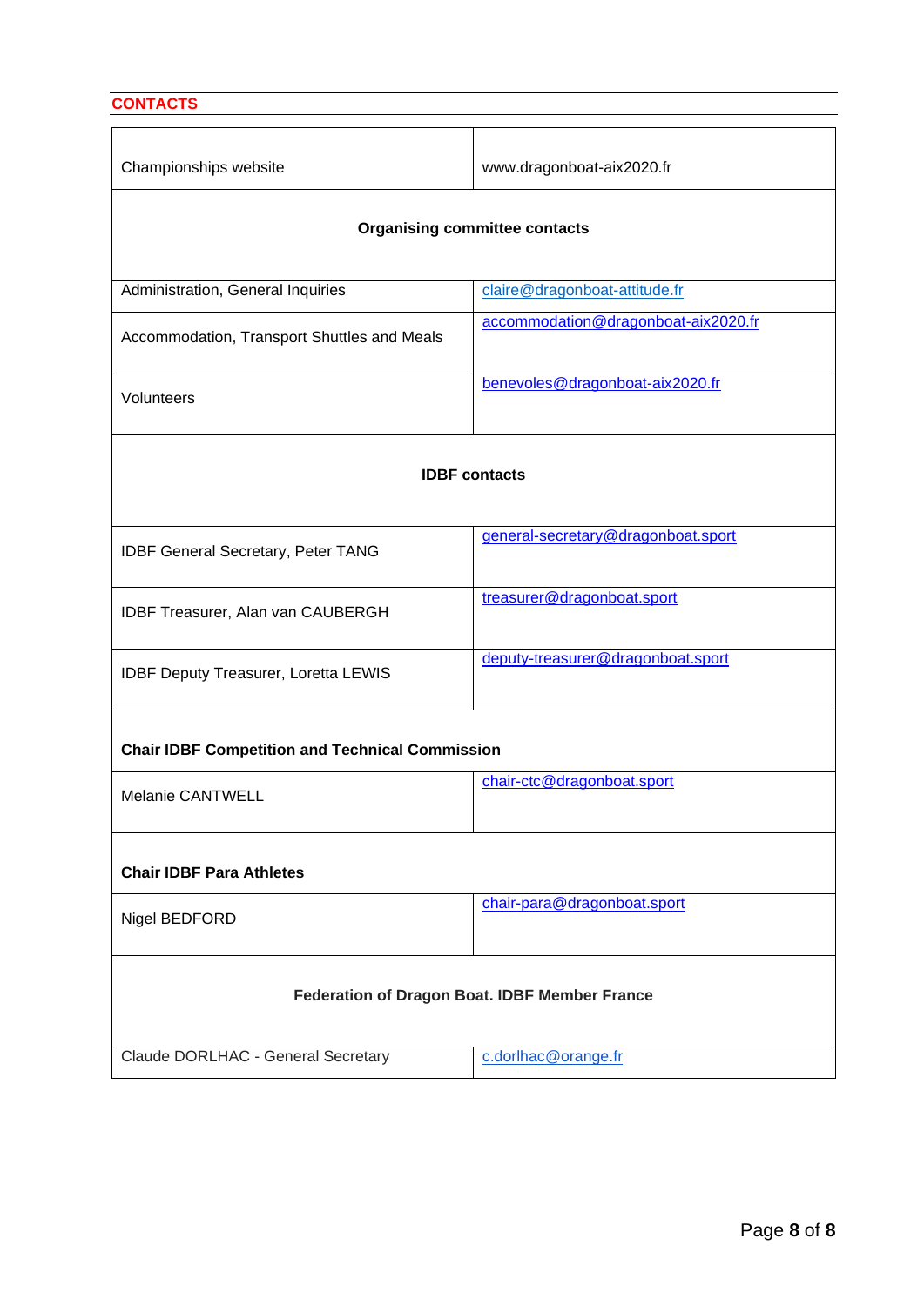## CONTACTS

| | |
|---|---|
| Championships website | www.dragonboat-aix2020.fr |
| **Organising committee contacts** | |
| Administration, General Inquiries | claire@dragonboat-attitude.fr |
| Accommodation, Transport Shuttles and Meals | accommodation@dragonboat-aix2020.fr |
| Volunteers | benevoles@dragonboat-aix2020.fr |
| **IDBF contacts** | |
| IDBF General Secretary, Peter TANG | general-secretary@dragonboat.sport |
| IDBF Treasurer, Alan van CAUBERGH | treasurer@dragonboat.sport |
| IDBF Deputy Treasurer, Loretta LEWIS | deputy-treasurer@dragonboat.sport |
| **Chair IDBF Competition and Technical Commission** | |
| Melanie CANTWELL | chair-ctc@dragonboat.sport |
| **Chair IDBF Para Athletes** | |
| Nigel BEDFORD | chair-para@dragonboat.sport |
| **Federation of Dragon Boat. IDBF Member France** | |
| Claude DORLHAC - General Secretary | c.dorlhac@orange.fr |